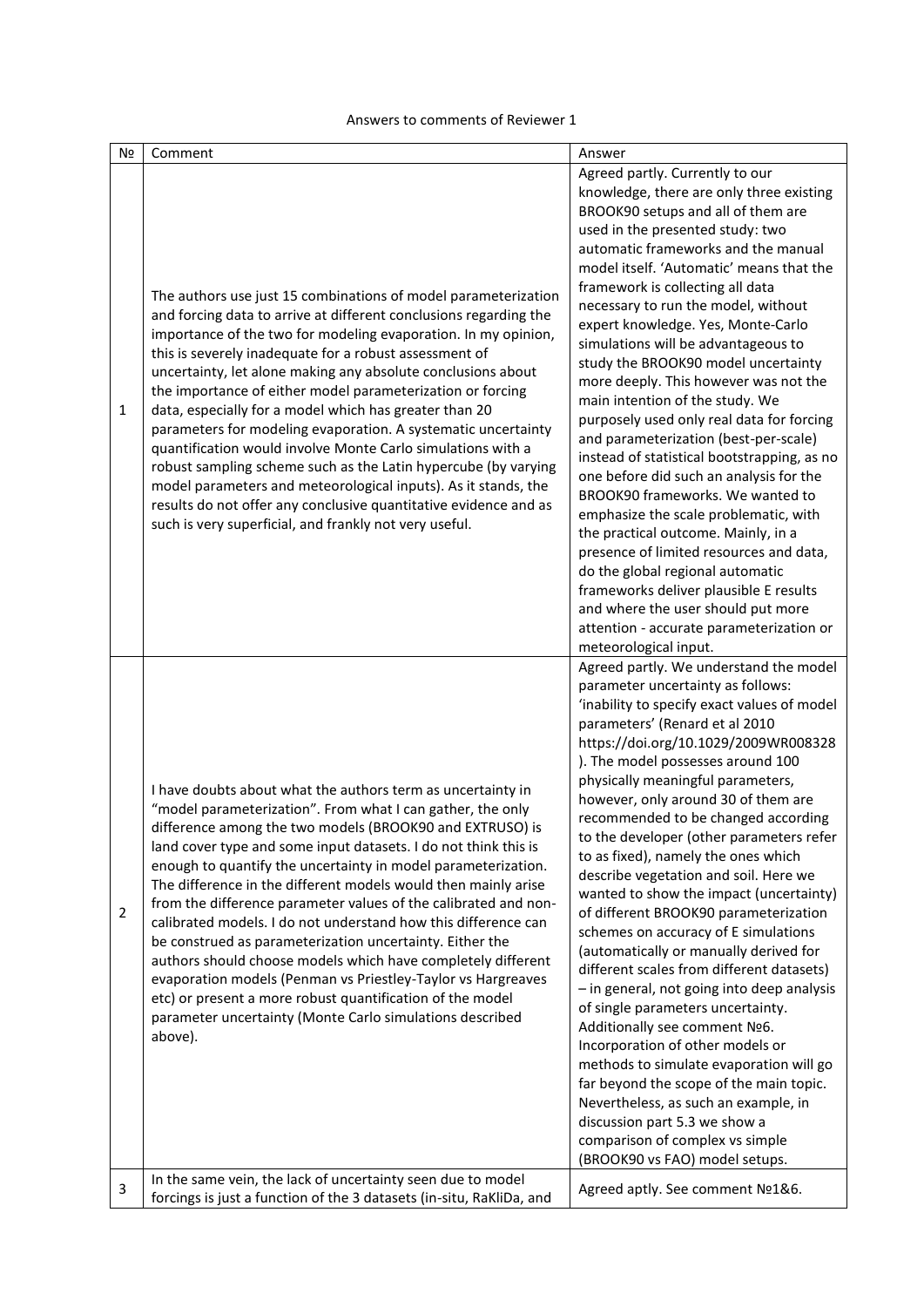Answers to comments of Reviewer 1

| № | Comment | Answer |
|---|---|---|
| 1 | The authors use just 15 combinations of model parameterization and forcing data to arrive at different conclusions regarding the importance of the two for modeling evaporation. In my opinion, this is severely inadequate for a robust assessment of uncertainty, let alone making any absolute conclusions about the importance of either model parameterization or forcing data, especially for a model which has greater than 20 parameters for modeling evaporation. A systematic uncertainty quantification would involve Monte Carlo simulations with a robust sampling scheme such as the Latin hypercube (by varying model parameters and meteorological inputs). As it stands, the results do not offer any conclusive quantitative evidence and as such is very superficial, and frankly not very useful. | Agreed partly. Currently to our knowledge, there are only three existing BROOK90 setups and all of them are used in the presented study: two automatic frameworks and the manual model itself. 'Automatic' means that the framework is collecting all data necessary to run the model, without expert knowledge. Yes, Monte-Carlo simulations will be advantageous to study the BROOK90 model uncertainty more deeply. This however was not the main intention of the study. We purposely used only real data for forcing and parameterization (best-per-scale) instead of statistical bootstrapping, as no one before did such an analysis for the BROOK90 frameworks. We wanted to emphasize the scale problematic, with the practical outcome. Mainly, in a presence of limited resources and data, do the global regional automatic frameworks deliver plausible E results and where the user should put more attention - accurate parameterization or meteorological input. |
| 2 | I have doubts about what the authors term as uncertainty in "model parameterization". From what I can gather, the only difference among the two models (BROOK90 and EXTRUSO) is land cover type and some input datasets. I do not think this is enough to quantify the uncertainty in model parameterization. The difference in the different models would then mainly arise from the difference parameter values of the calibrated and non-calibrated models. I do not understand how this difference can be construed as parameterization uncertainty. Either the authors should choose models which have completely different evaporation models (Penman vs Priestley-Taylor vs Hargreaves etc) or present a more robust quantification of the model parameter uncertainty (Monte Carlo simulations described above). | Agreed partly. We understand the model parameter uncertainty as follows: 'inability to specify exact values of model parameters' (Renard et al 2010 https://doi.org/10.1029/2009WR008328 ). The model possesses around 100 physically meaningful parameters, however, only around 30 of them are recommended to be changed according to the developer (other parameters refer to as fixed), namely the ones which describe vegetation and soil. Here we wanted to show the impact (uncertainty) of different BROOK90 parameterization schemes on accuracy of E simulations (automatically or manually derived for different scales from different datasets) – in general, not going into deep analysis of single parameters uncertainty. Additionally see comment №6. Incorporation of other models or methods to simulate evaporation will go far beyond the scope of the main topic. Nevertheless, as such an example, in discussion part 5.3 we show a comparison of complex vs simple (BROOK90 vs FAO) model setups. |
| 3 | In the same vein, the lack of uncertainty seen due to model forcings is just a function of the 3 datasets (in-situ, RaKliDa, and | Agreed aptly. See comment №1&6. |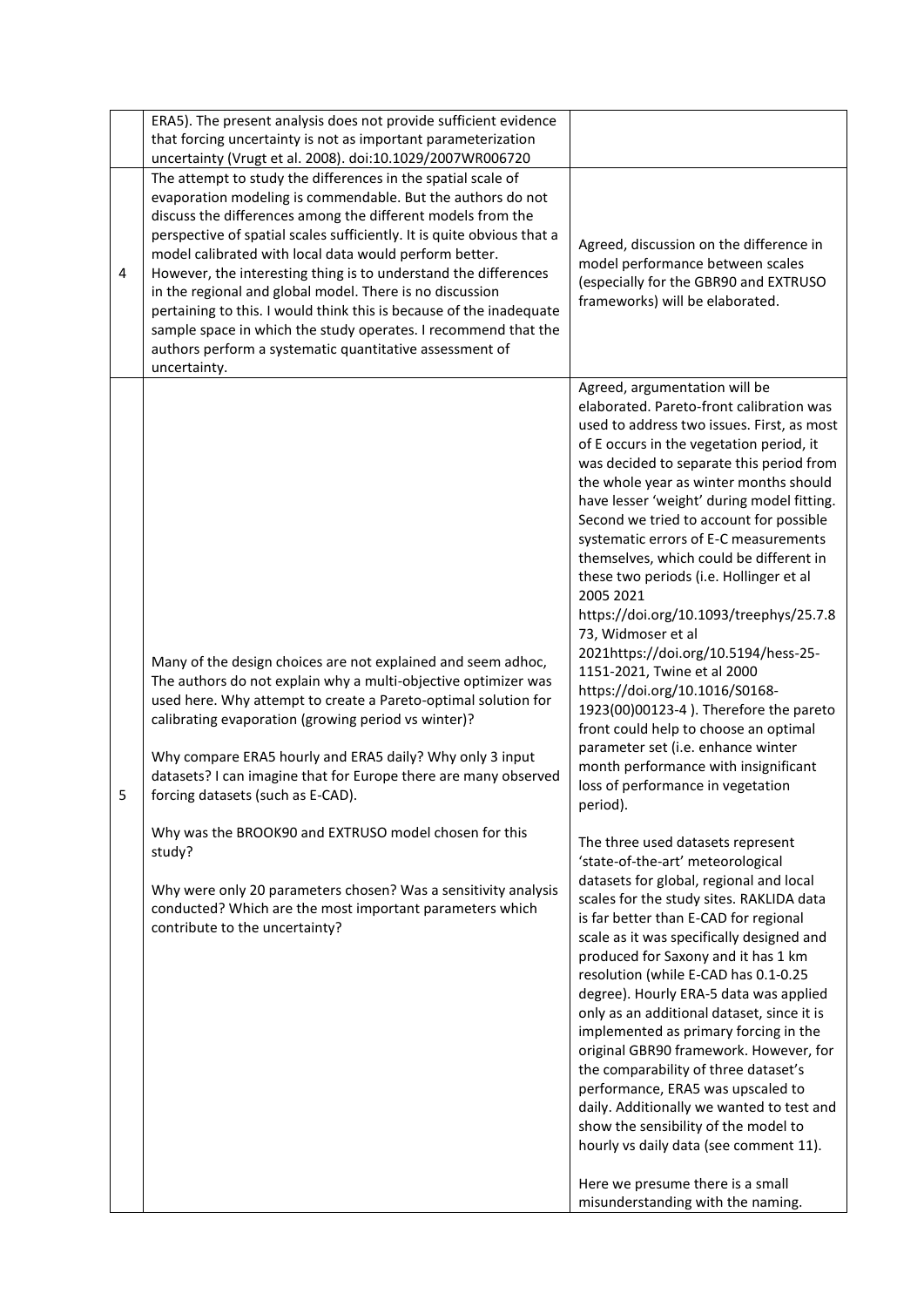|   |   |   |
|---|---|---|
|   | ERA5). The present analysis does not provide sufficient evidence that forcing uncertainty is not as important parameterization uncertainty (Vrugt et al. 2008). doi:10.1029/2007WR006720 |   |
| 4 | The attempt to study the differences in the spatial scale of evaporation modeling is commendable. But the authors do not discuss the differences among the different models from the perspective of spatial scales sufficiently. It is quite obvious that a model calibrated with local data would perform better. However, the interesting thing is to understand the differences in the regional and global model. There is no discussion pertaining to this. I would think this is because of the inadequate sample space in which the study operates. I recommend that the authors perform a systematic quantitative assessment of uncertainty. | Agreed, discussion on the difference in model performance between scales (especially for the GBR90 and EXTRUSO frameworks) will be elaborated. |
| 5 | Many of the design choices are not explained and seem adhoc, The authors do not explain why a multi-objective optimizer was used here. Why attempt to create a Pareto-optimal solution for calibrating evaporation (growing period vs winter)?<br><br>Why compare ERA5 hourly and ERA5 daily? Why only 3 input datasets? I can imagine that for Europe there are many observed forcing datasets (such as E-CAD).<br><br>Why was the BROOK90 and EXTRUSO model chosen for this study?<br><br>Why were only 20 parameters chosen? Was a sensitivity analysis conducted? Which are the most important parameters which contribute to the uncertainty? | Agreed, argumentation will be elaborated. Pareto-front calibration was used to address two issues. First, as most of E occurs in the vegetation period, it was decided to separate this period from the whole year as winter months should have lesser 'weight' during model fitting. Second we tried to account for possible systematic errors of E-C measurements themselves, which could be different in these two periods (i.e. Hollinger et al 2005 2021 https://doi.org/10.1093/treephys/25.7.873, Widmoser et al 2021https://doi.org/10.5194/hess-25-1151-2021, Twine et al 2000 https://doi.org/10.1016/S0168-1923(00)00123-4 ). Therefore the pareto front could help to choose an optimal parameter set (i.e. enhance winter month performance with insignificant loss of performance in vegetation period).<br><br>The three used datasets represent 'state-of-the-art' meteorological datasets for global, regional and local scales for the study sites. RAKLIDA data is far better than E-CAD for regional scale as it was specifically designed and produced for Saxony and it has 1 km resolution (while E-CAD has 0.1-0.25 degree). Hourly ERA-5 data was applied only as an additional dataset, since it is implemented as primary forcing in the original GBR90 framework. However, for the comparability of three dataset's performance, ERA5 was upscaled to daily. Additionally we wanted to test and show the sensibility of the model to hourly vs daily data (see comment 11).<br><br>Here we presume there is a small misunderstanding with the naming. |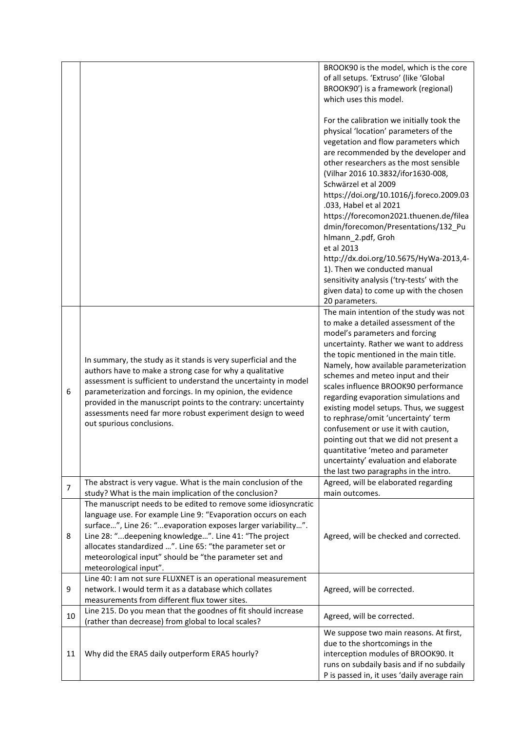| | | |
|---|---|---|
| | | BROOK90 is the model, which is the core of all setups. 'Extruso' (like 'Global BROOK90') is a framework (regional) which uses this model.<br><br>For the calibration we initially took the physical 'location' parameters of the vegetation and flow parameters which are recommended by the developer and other researchers as the most sensible (Vilhar 2016 10.3832/ifor1630-008, Schwärzel et al 2009 https://doi.org/10.1016/j.foreco.2009.03.033, Habel et al 2021 https://forecomon2021.thuenen.de/fileadmin/forecomon/Presentations/132_Puhlmann_2.pdf, Groh et al 2013 http://dx.doi.org/10.5675/HyWa-2013,4-1). Then we conducted manual sensitivity analysis ('try-tests' with the given data) to come up with the chosen 20 parameters. |
| 6 | In summary, the study as it stands is very superficial and the authors have to make a strong case for why a qualitative assessment is sufficient to understand the uncertainty in model parameterization and forcings. In my opinion, the evidence provided in the manuscript points to the contrary: uncertainty assessments need far more robust experiment design to weed out spurious conclusions. | The main intention of the study was not to make a detailed assessment of the model's parameters and forcing uncertainty. Rather we want to address the topic mentioned in the main title. Namely, how available parameterization schemes and meteo input and their scales influence BROOK90 performance regarding evaporation simulations and existing model setups. Thus, we suggest to rephrase/omit 'uncertainty' term confusement or use it with caution, pointing out that we did not present a quantitative 'meteo and parameter uncertainty' evaluation and elaborate the last two paragraphs in the intro. |
| 7 | The abstract is very vague. What is the main conclusion of the study? What is the main implication of the conclusion? | Agreed, will be elaborated regarding main outcomes. |
| 8 | The manuscript needs to be edited to remove some idiosyncratic language use. For example Line 9: "Evaporation occurs on each surface…", Line 26: "...evaporation exposes larger variability…". Line 28: "...deepening knowledge…". Line 41: "The project allocates standardized …". Line 65: "the parameter set or meteorological input" should be "the parameter set and meteorological input". | Agreed, will be checked and corrected. |
| 9 | Line 40: I am not sure FLUXNET is an operational measurement network. I would term it as a database which collates measurements from different flux tower sites. | Agreed, will be corrected. |
| 10 | Line 215. Do you mean that the goodnes of fit should increase (rather than decrease) from global to local scales? | Agreed, will be corrected. |
| 11 | Why did the ERA5 daily outperform ERA5 hourly? | We suppose two main reasons. At first, due to the shortcomings in the interception modules of BROOK90. It runs on subdaily basis and if no subdaily P is passed in, it uses 'daily average rain |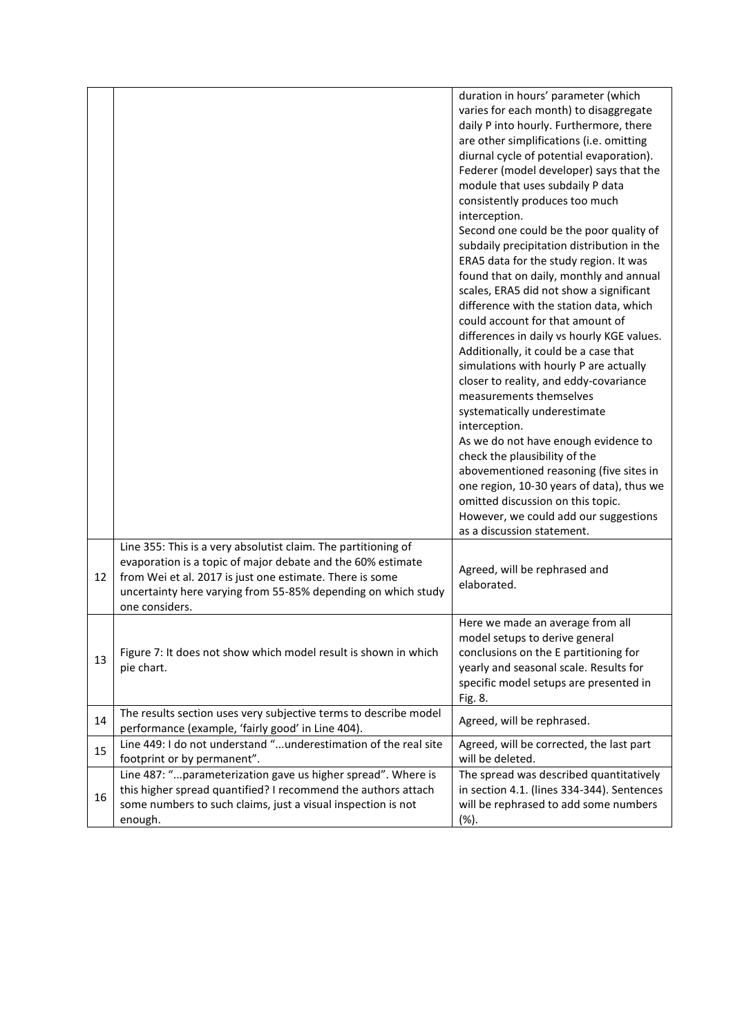| | | |
|---|---|---|
| 12 | | duration in hours' parameter (which varies for each month) to disaggregate daily P into hourly. Furthermore, there are other simplifications (i.e. omitting diurnal cycle of potential evaporation). Federer (model developer) says that the module that uses subdaily P data consistently produces too much interception. Second one could be the poor quality of subdaily precipitation distribution in the ERA5 data for the study region. It was found that on daily, monthly and annual scales, ERA5 did not show a significant difference with the station data, which could account for that amount of differences in daily vs hourly KGE values. Additionally, it could be a case that simulations with hourly P are actually closer to reality, and eddy-covariance measurements themselves systematically underestimate interception. As we do not have enough evidence to check the plausibility of the abovementioned reasoning (five sites in one region, 10-30 years of data), thus we omitted discussion on this topic. However, we could add our suggestions as a discussion statement. |
| 12 | Line 355: This is a very absolutist claim. The partitioning of evaporation is a topic of major debate and the 60% estimate from Wei et al. 2017 is just one estimate. There is some uncertainty here varying from 55-85% depending on which study one considers. | Agreed, will be rephrased and elaborated. |
| 13 | Figure 7: It does not show which model result is shown in which pie chart. | Here we made an average from all model setups to derive general conclusions on the E partitioning for yearly and seasonal scale. Results for specific model setups are presented in Fig. 8. |
| 14 | The results section uses very subjective terms to describe model performance (example, 'fairly good' in Line 404). | Agreed, will be rephrased. |
| 15 | Line 449: I do not understand "...underestimation of the real site footprint or by permanent". | Agreed, will be corrected, the last part will be deleted. |
| 16 | Line 487: "...parameterization gave us higher spread". Where is this higher spread quantified? I recommend the authors attach some numbers to such claims, just a visual inspection is not enough. | The spread was described quantitatively in section 4.1. (lines 334-344). Sentences will be rephrased to add some numbers (%). |